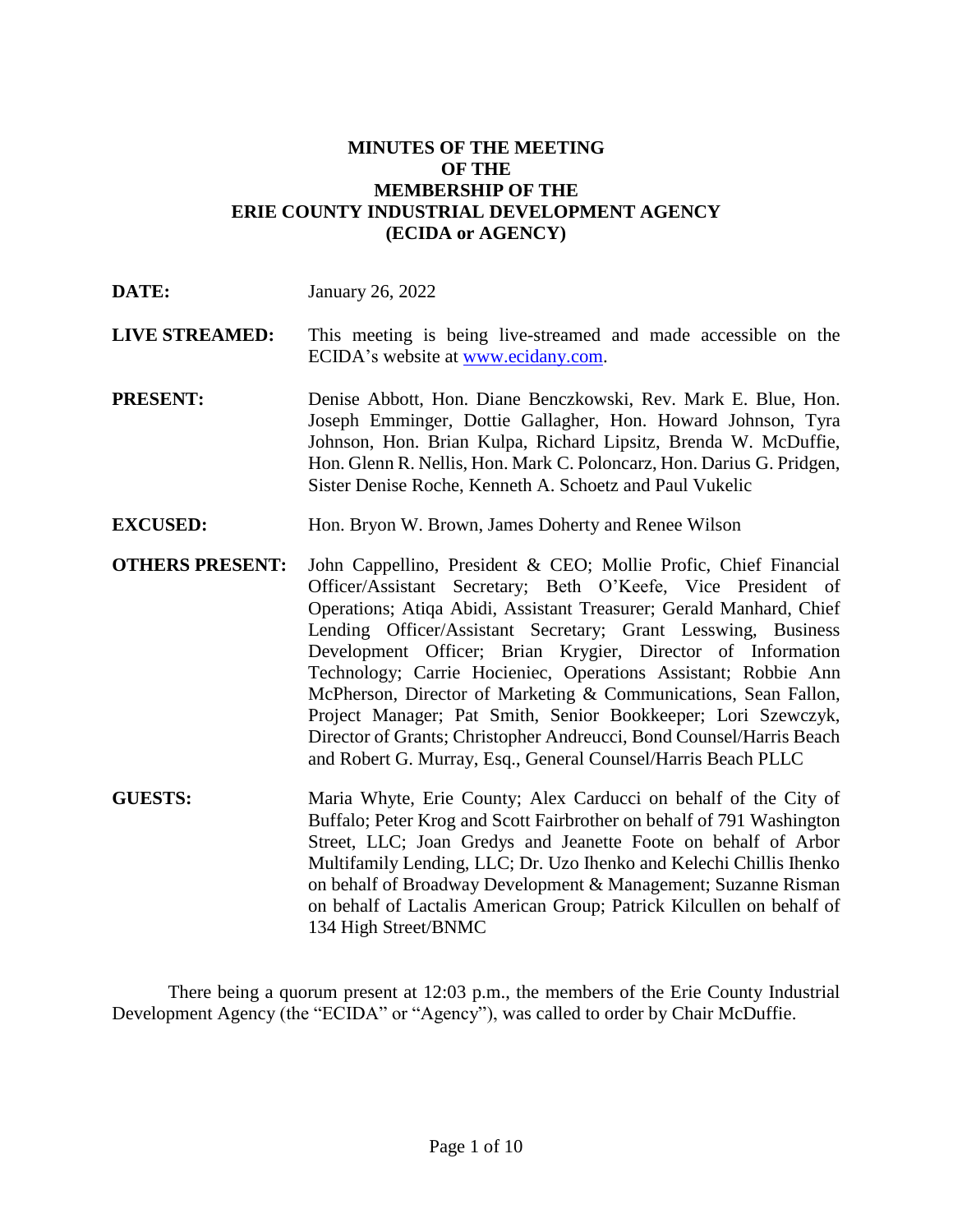**MINUTES OF THE MEETING**
**OF THE**
**MEMBERSHIP OF THE**
**ERIE COUNTY INDUSTRIAL DEVELOPMENT AGENCY**
**(ECIDA or AGENCY)**

**DATE:** January 26, 2022

**LIVE STREAMED:** This meeting is being live-streamed and made accessible on the ECIDA's website at www.ecidany.com.

**PRESENT:** Denise Abbott, Hon. Diane Benczkowski, Rev. Mark E. Blue, Hon. Joseph Emminger, Dottie Gallagher, Hon. Howard Johnson, Tyra Johnson, Hon. Brian Kulpa, Richard Lipsitz, Brenda W. McDuffie, Hon. Glenn R. Nellis, Hon. Mark C. Poloncarz, Hon. Darius G. Pridgen, Sister Denise Roche, Kenneth A. Schoetz and Paul Vukelic

**EXCUSED:** Hon. Bryon W. Brown, James Doherty and Renee Wilson

**OTHERS PRESENT:** John Cappellino, President & CEO; Mollie Profic, Chief Financial Officer/Assistant Secretary; Beth O'Keefe, Vice President of Operations; Atiqa Abidi, Assistant Treasurer; Gerald Manhard, Chief Lending Officer/Assistant Secretary; Grant Lesswing, Business Development Officer; Brian Krygier, Director of Information Technology; Carrie Hocieniec, Operations Assistant; Robbie Ann McPherson, Director of Marketing & Communications, Sean Fallon, Project Manager; Pat Smith, Senior Bookkeeper; Lori Szewczyk, Director of Grants; Christopher Andreucci, Bond Counsel/Harris Beach and Robert G. Murray, Esq., General Counsel/Harris Beach PLLC

**GUESTS:** Maria Whyte, Erie County; Alex Carducci on behalf of the City of Buffalo; Peter Krog and Scott Fairbrother on behalf of 791 Washington Street, LLC; Joan Gredys and Jeanette Foote on behalf of Arbor Multifamily Lending, LLC; Dr. Uzo Ihenko and Kelechi Chillis Ihenko on behalf of Broadway Development & Management; Suzanne Risman on behalf of Lactalis American Group; Patrick Kilcullen on behalf of 134 High Street/BNMC

There being a quorum present at 12:03 p.m., the members of the Erie County Industrial Development Agency (the "ECIDA" or "Agency"), was called to order by Chair McDuffie.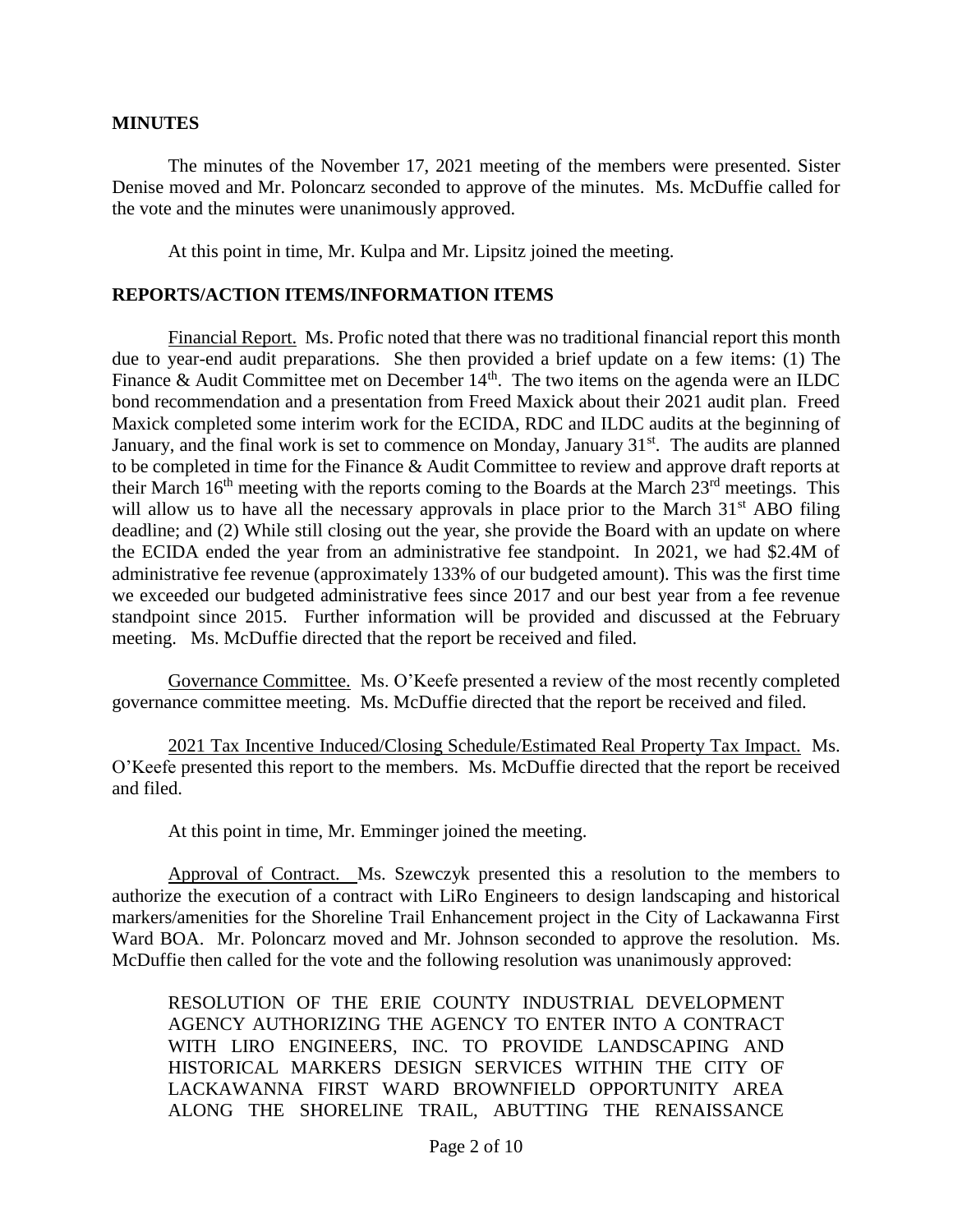## MINUTES

The minutes of the November 17, 2021 meeting of the members were presented. Sister Denise moved and Mr. Poloncarz seconded to approve of the minutes. Ms. McDuffie called for the vote and the minutes were unanimously approved.

At this point in time, Mr. Kulpa and Mr. Lipsitz joined the meeting.

## REPORTS/ACTION ITEMS/INFORMATION ITEMS

Financial Report. Ms. Profic noted that there was no traditional financial report this month due to year-end audit preparations. She then provided a brief update on a few items: (1) The Finance & Audit Committee met on December 14th. The two items on the agenda were an ILDC bond recommendation and a presentation from Freed Maxick about their 2021 audit plan. Freed Maxick completed some interim work for the ECIDA, RDC and ILDC audits at the beginning of January, and the final work is set to commence on Monday, January 31st. The audits are planned to be completed in time for the Finance & Audit Committee to review and approve draft reports at their March 16th meeting with the reports coming to the Boards at the March 23rd meetings. This will allow us to have all the necessary approvals in place prior to the March 31st ABO filing deadline; and (2) While still closing out the year, she provide the Board with an update on where the ECIDA ended the year from an administrative fee standpoint. In 2021, we had $2.4M of administrative fee revenue (approximately 133% of our budgeted amount). This was the first time we exceeded our budgeted administrative fees since 2017 and our best year from a fee revenue standpoint since 2015. Further information will be provided and discussed at the February meeting. Ms. McDuffie directed that the report be received and filed.

Governance Committee. Ms. O'Keefe presented a review of the most recently completed governance committee meeting. Ms. McDuffie directed that the report be received and filed.

2021 Tax Incentive Induced/Closing Schedule/Estimated Real Property Tax Impact. Ms. O'Keefe presented this report to the members. Ms. McDuffie directed that the report be received and filed.

At this point in time, Mr. Emminger joined the meeting.

Approval of Contract. Ms. Szewczyk presented this a resolution to the members to authorize the execution of a contract with LiRo Engineers to design landscaping and historical markers/amenities for the Shoreline Trail Enhancement project in the City of Lackawanna First Ward BOA. Mr. Poloncarz moved and Mr. Johnson seconded to approve the resolution. Ms. McDuffie then called for the vote and the following resolution was unanimously approved:

RESOLUTION OF THE ERIE COUNTY INDUSTRIAL DEVELOPMENT AGENCY AUTHORIZING THE AGENCY TO ENTER INTO A CONTRACT WITH LIRO ENGINEERS, INC. TO PROVIDE LANDSCAPING AND HISTORICAL MARKERS DESIGN SERVICES WITHIN THE CITY OF LACKAWANNA FIRST WARD BROWNFIELD OPPORTUNITY AREA ALONG THE SHORELINE TRAIL, ABUTTING THE RENAISSANCE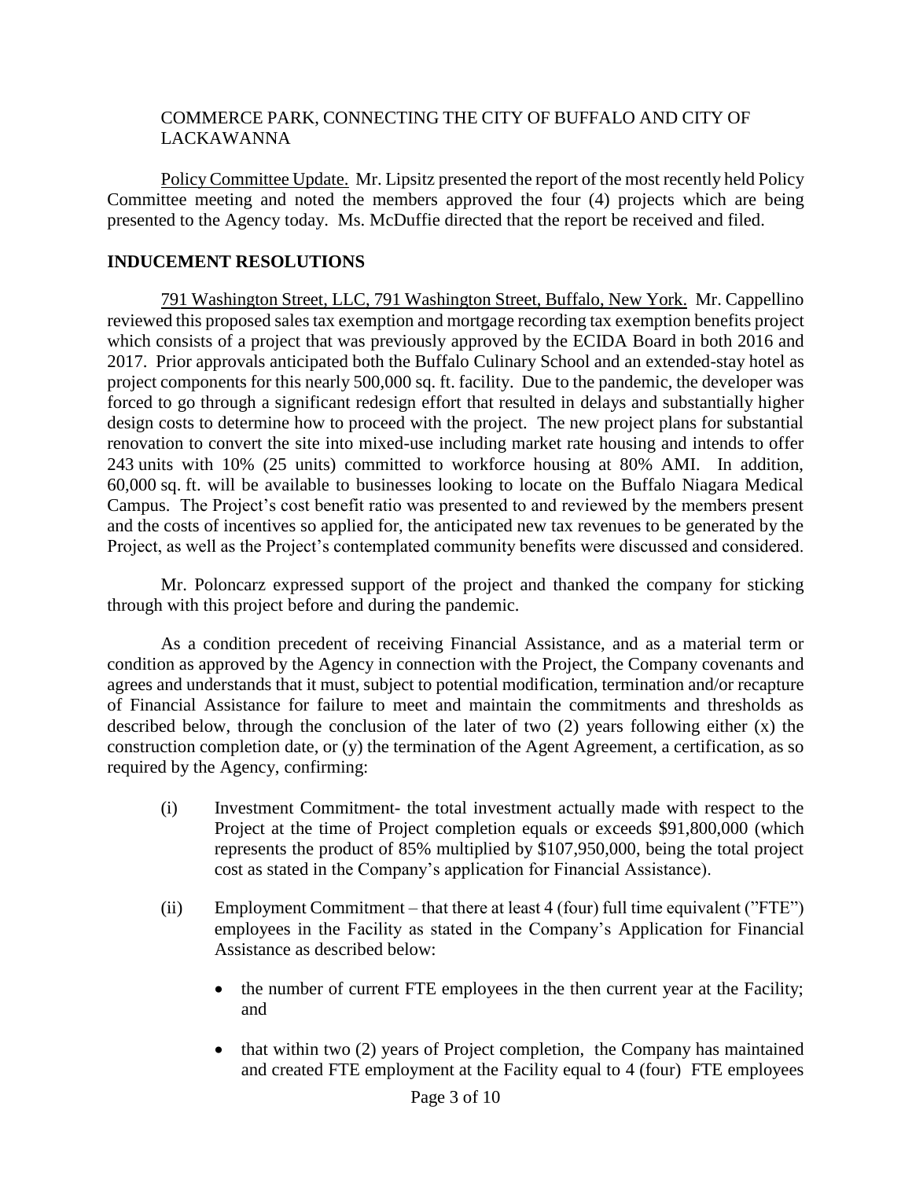COMMERCE PARK, CONNECTING THE CITY OF BUFFALO AND CITY OF LACKAWANNA

Policy Committee Update. Mr. Lipsitz presented the report of the most recently held Policy Committee meeting and noted the members approved the four (4) projects which are being presented to the Agency today. Ms. McDuffie directed that the report be received and filed.

**INDUCEMENT RESOLUTIONS**

791 Washington Street, LLC, 791 Washington Street, Buffalo, New York. Mr. Cappellino reviewed this proposed sales tax exemption and mortgage recording tax exemption benefits project which consists of a project that was previously approved by the ECIDA Board in both 2016 and 2017. Prior approvals anticipated both the Buffalo Culinary School and an extended-stay hotel as project components for this nearly 500,000 sq. ft. facility. Due to the pandemic, the developer was forced to go through a significant redesign effort that resulted in delays and substantially higher design costs to determine how to proceed with the project. The new project plans for substantial renovation to convert the site into mixed-use including market rate housing and intends to offer 243 units with 10% (25 units) committed to workforce housing at 80% AMI. In addition, 60,000 sq. ft. will be available to businesses looking to locate on the Buffalo Niagara Medical Campus. The Project's cost benefit ratio was presented to and reviewed by the members present and the costs of incentives so applied for, the anticipated new tax revenues to be generated by the Project, as well as the Project's contemplated community benefits were discussed and considered.

Mr. Poloncarz expressed support of the project and thanked the company for sticking through with this project before and during the pandemic.

As a condition precedent of receiving Financial Assistance, and as a material term or condition as approved by the Agency in connection with the Project, the Company covenants and agrees and understands that it must, subject to potential modification, termination and/or recapture of Financial Assistance for failure to meet and maintain the commitments and thresholds as described below, through the conclusion of the later of two (2) years following either (x) the construction completion date, or (y) the termination of the Agent Agreement, a certification, as so required by the Agency, confirming:

(i) Investment Commitment- the total investment actually made with respect to the Project at the time of Project completion equals or exceeds $91,800,000 (which represents the product of 85% multiplied by $107,950,000, being the total project cost as stated in the Company's application for Financial Assistance).

(ii) Employment Commitment – that there at least 4 (four) full time equivalent ("FTE") employees in the Facility as stated in the Company's Application for Financial Assistance as described below:

- the number of current FTE employees in the then current year at the Facility; and
- that within two (2) years of Project completion, the Company has maintained and created FTE employment at the Facility equal to 4 (four) FTE employees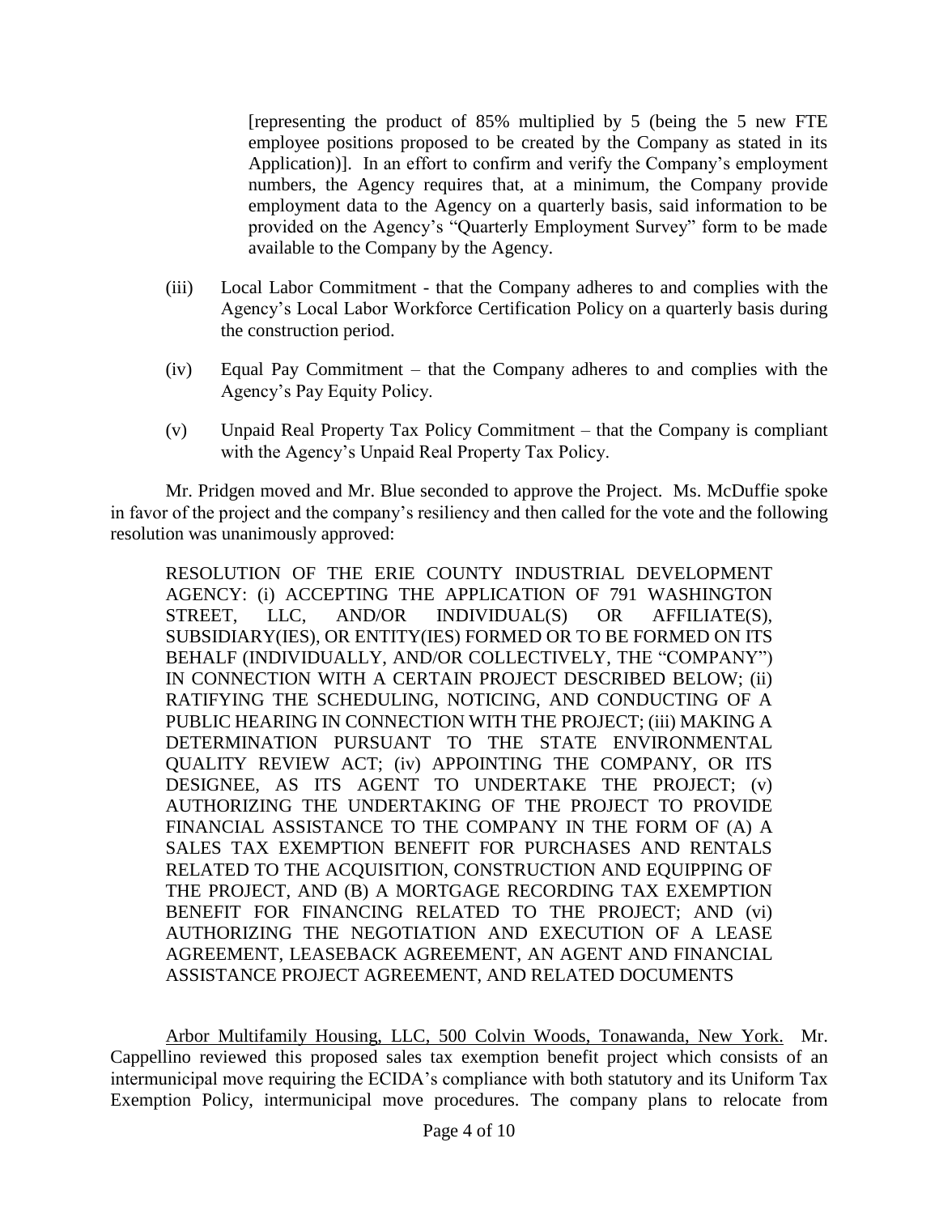[representing the product of 85% multiplied by 5 (being the 5 new FTE employee positions proposed to be created by the Company as stated in its Application)]. In an effort to confirm and verify the Company's employment numbers, the Agency requires that, at a minimum, the Company provide employment data to the Agency on a quarterly basis, said information to be provided on the Agency's "Quarterly Employment Survey" form to be made available to the Company by the Agency.

(iii) Local Labor Commitment - that the Company adheres to and complies with the Agency's Local Labor Workforce Certification Policy on a quarterly basis during the construction period.

(iv) Equal Pay Commitment – that the Company adheres to and complies with the Agency's Pay Equity Policy.

(v) Unpaid Real Property Tax Policy Commitment – that the Company is compliant with the Agency's Unpaid Real Property Tax Policy.

Mr. Pridgen moved and Mr. Blue seconded to approve the Project. Ms. McDuffie spoke in favor of the project and the company's resiliency and then called for the vote and the following resolution was unanimously approved:

> RESOLUTION OF THE ERIE COUNTY INDUSTRIAL DEVELOPMENT AGENCY: (i) ACCEPTING THE APPLICATION OF 791 WASHINGTON STREET, LLC, AND/OR INDIVIDUAL(S) OR AFFILIATE(S), SUBSIDIARY(IES), OR ENTITY(IES) FORMED OR TO BE FORMED ON ITS BEHALF (INDIVIDUALLY, AND/OR COLLECTIVELY, THE "COMPANY") IN CONNECTION WITH A CERTAIN PROJECT DESCRIBED BELOW; (ii) RATIFYING THE SCHEDULING, NOTICING, AND CONDUCTING OF A PUBLIC HEARING IN CONNECTION WITH THE PROJECT; (iii) MAKING A DETERMINATION PURSUANT TO THE STATE ENVIRONMENTAL QUALITY REVIEW ACT; (iv) APPOINTING THE COMPANY, OR ITS DESIGNEE, AS ITS AGENT TO UNDERTAKE THE PROJECT; (v) AUTHORIZING THE UNDERTAKING OF THE PROJECT TO PROVIDE FINANCIAL ASSISTANCE TO THE COMPANY IN THE FORM OF (A) A SALES TAX EXEMPTION BENEFIT FOR PURCHASES AND RENTALS RELATED TO THE ACQUISITION, CONSTRUCTION AND EQUIPPING OF THE PROJECT, AND (B) A MORTGAGE RECORDING TAX EXEMPTION BENEFIT FOR FINANCING RELATED TO THE PROJECT; AND (vi) AUTHORIZING THE NEGOTIATION AND EXECUTION OF A LEASE AGREEMENT, LEASEBACK AGREEMENT, AN AGENT AND FINANCIAL ASSISTANCE PROJECT AGREEMENT, AND RELATED DOCUMENTS

Arbor Multifamily Housing, LLC, 500 Colvin Woods, Tonawanda, New York. Mr. Cappellino reviewed this proposed sales tax exemption benefit project which consists of an intermunicipal move requiring the ECIDA's compliance with both statutory and its Uniform Tax Exemption Policy, intermunicipal move procedures. The company plans to relocate from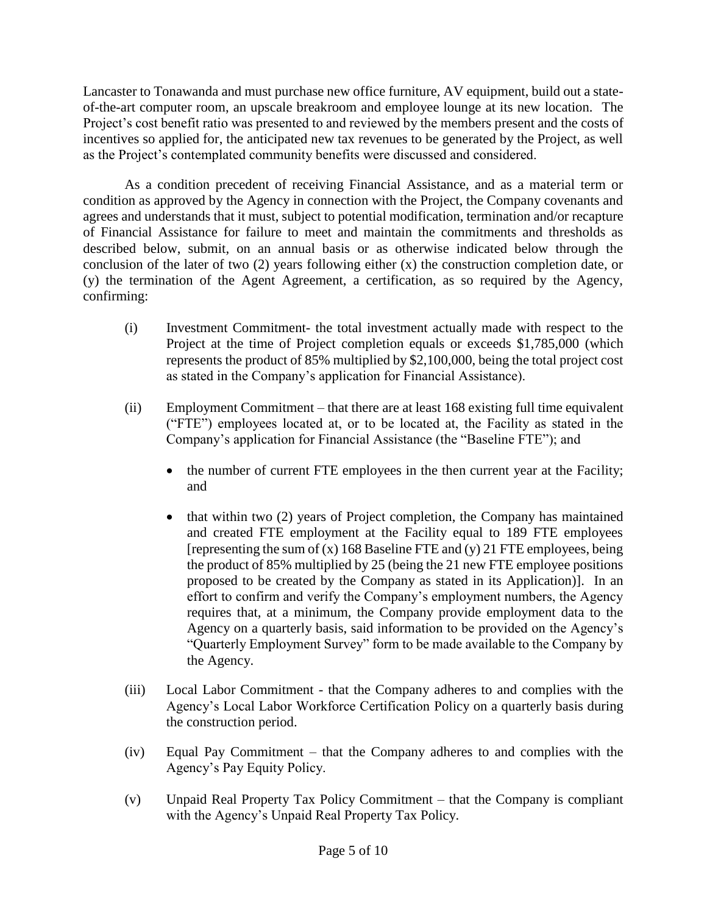Lancaster to Tonawanda and must purchase new office furniture, AV equipment, build out a state-of-the-art computer room, an upscale breakroom and employee lounge at its new location. The Project's cost benefit ratio was presented to and reviewed by the members present and the costs of incentives so applied for, the anticipated new tax revenues to be generated by the Project, as well as the Project's contemplated community benefits were discussed and considered.

As a condition precedent of receiving Financial Assistance, and as a material term or condition as approved by the Agency in connection with the Project, the Company covenants and agrees and understands that it must, subject to potential modification, termination and/or recapture of Financial Assistance for failure to meet and maintain the commitments and thresholds as described below, submit, on an annual basis or as otherwise indicated below through the conclusion of the later of two (2) years following either (x) the construction completion date, or (y) the termination of the Agent Agreement, a certification, as so required by the Agency, confirming:

(i) Investment Commitment- the total investment actually made with respect to the Project at the time of Project completion equals or exceeds $1,785,000 (which represents the product of 85% multiplied by $2,100,000, being the total project cost as stated in the Company's application for Financial Assistance).

(ii) Employment Commitment – that there are at least 168 existing full time equivalent ("FTE") employees located at, or to be located at, the Facility as stated in the Company's application for Financial Assistance (the "Baseline FTE"); and

- the number of current FTE employees in the then current year at the Facility; and
- that within two (2) years of Project completion, the Company has maintained and created FTE employment at the Facility equal to 189 FTE employees [representing the sum of (x) 168 Baseline FTE and (y) 21 FTE employees, being the product of 85% multiplied by 25 (being the 21 new FTE employee positions proposed to be created by the Company as stated in its Application)]. In an effort to confirm and verify the Company's employment numbers, the Agency requires that, at a minimum, the Company provide employment data to the Agency on a quarterly basis, said information to be provided on the Agency's "Quarterly Employment Survey" form to be made available to the Company by the Agency.

(iii) Local Labor Commitment - that the Company adheres to and complies with the Agency's Local Labor Workforce Certification Policy on a quarterly basis during the construction period.

(iv) Equal Pay Commitment – that the Company adheres to and complies with the Agency's Pay Equity Policy.

(v) Unpaid Real Property Tax Policy Commitment – that the Company is compliant with the Agency's Unpaid Real Property Tax Policy.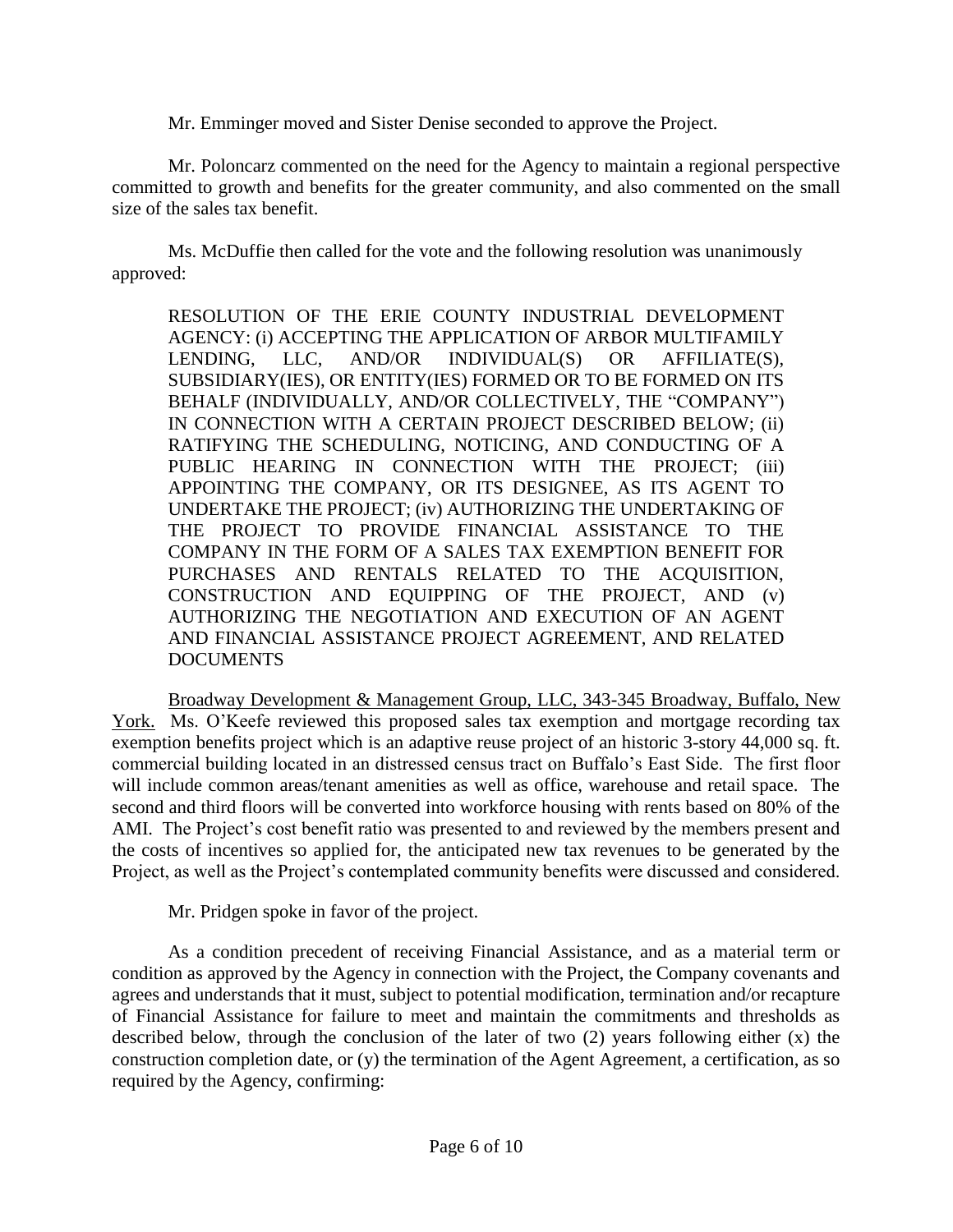Mr. Emminger moved and Sister Denise seconded to approve the Project.

Mr. Poloncarz commented on the need for the Agency to maintain a regional perspective committed to growth and benefits for the greater community, and also commented on the small size of the sales tax benefit.

Ms. McDuffie then called for the vote and the following resolution was unanimously approved:

> RESOLUTION OF THE ERIE COUNTY INDUSTRIAL DEVELOPMENT AGENCY: (i) ACCEPTING THE APPLICATION OF ARBOR MULTIFAMILY LENDING, LLC, AND/OR INDIVIDUAL(S) OR AFFILIATE(S), SUBSIDIARY(IES), OR ENTITY(IES) FORMED OR TO BE FORMED ON ITS BEHALF (INDIVIDUALLY, AND/OR COLLECTIVELY, THE "COMPANY") IN CONNECTION WITH A CERTAIN PROJECT DESCRIBED BELOW; (ii) RATIFYING THE SCHEDULING, NOTICING, AND CONDUCTING OF A PUBLIC HEARING IN CONNECTION WITH THE PROJECT; (iii) APPOINTING THE COMPANY, OR ITS DESIGNEE, AS ITS AGENT TO UNDERTAKE THE PROJECT; (iv) AUTHORIZING THE UNDERTAKING OF THE PROJECT TO PROVIDE FINANCIAL ASSISTANCE TO THE COMPANY IN THE FORM OF A SALES TAX EXEMPTION BENEFIT FOR PURCHASES AND RENTALS RELATED TO THE ACQUISITION, CONSTRUCTION AND EQUIPPING OF THE PROJECT, AND (v) AUTHORIZING THE NEGOTIATION AND EXECUTION OF AN AGENT AND FINANCIAL ASSISTANCE PROJECT AGREEMENT, AND RELATED DOCUMENTS

<u>Broadway Development & Management Group, LLC, 343-345 Broadway, Buffalo, New York.</u> Ms. O'Keefe reviewed this proposed sales tax exemption and mortgage recording tax exemption benefits project which is an adaptive reuse project of an historic 3-story 44,000 sq. ft. commercial building located in an distressed census tract on Buffalo's East Side. The first floor will include common areas/tenant amenities as well as office, warehouse and retail space. The second and third floors will be converted into workforce housing with rents based on 80% of the AMI. The Project's cost benefit ratio was presented to and reviewed by the members present and the costs of incentives so applied for, the anticipated new tax revenues to be generated by the Project, as well as the Project's contemplated community benefits were discussed and considered.

Mr. Pridgen spoke in favor of the project.

As a condition precedent of receiving Financial Assistance, and as a material term or condition as approved by the Agency in connection with the Project, the Company covenants and agrees and understands that it must, subject to potential modification, termination and/or recapture of Financial Assistance for failure to meet and maintain the commitments and thresholds as described below, through the conclusion of the later of two (2) years following either (x) the construction completion date, or (y) the termination of the Agent Agreement, a certification, as so required by the Agency, confirming: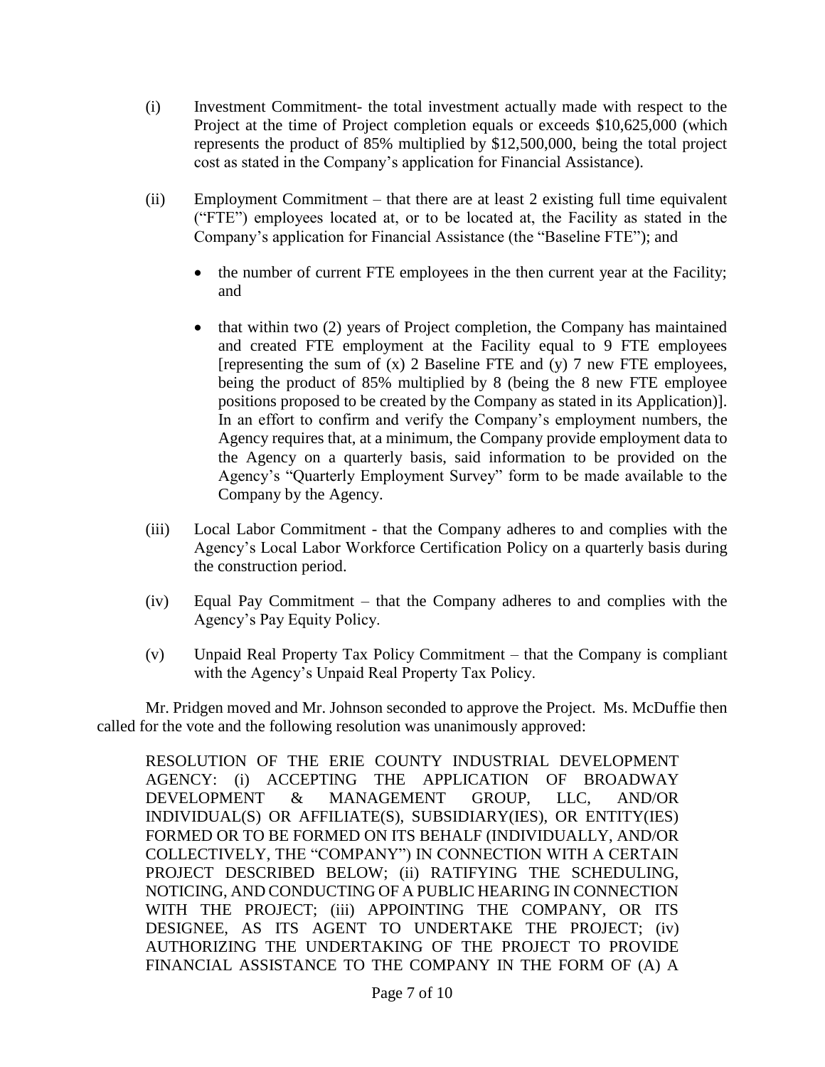(i) Investment Commitment- the total investment actually made with respect to the Project at the time of Project completion equals or exceeds $10,625,000 (which represents the product of 85% multiplied by $12,500,000, being the total project cost as stated in the Company's application for Financial Assistance).

(ii) Employment Commitment – that there are at least 2 existing full time equivalent ("FTE") employees located at, or to be located at, the Facility as stated in the Company's application for Financial Assistance (the "Baseline FTE"); and

- the number of current FTE employees in the then current year at the Facility; and

- that within two (2) years of Project completion, the Company has maintained and created FTE employment at the Facility equal to 9 FTE employees [representing the sum of (x) 2 Baseline FTE and (y) 7 new FTE employees, being the product of 85% multiplied by 8 (being the 8 new FTE employee positions proposed to be created by the Company as stated in its Application)]. In an effort to confirm and verify the Company's employment numbers, the Agency requires that, at a minimum, the Company provide employment data to the Agency on a quarterly basis, said information to be provided on the Agency's "Quarterly Employment Survey" form to be made available to the Company by the Agency.

(iii) Local Labor Commitment - that the Company adheres to and complies with the Agency's Local Labor Workforce Certification Policy on a quarterly basis during the construction period.

(iv) Equal Pay Commitment – that the Company adheres to and complies with the Agency's Pay Equity Policy.

(v) Unpaid Real Property Tax Policy Commitment – that the Company is compliant with the Agency's Unpaid Real Property Tax Policy.

Mr. Pridgen moved and Mr. Johnson seconded to approve the Project. Ms. McDuffie then called for the vote and the following resolution was unanimously approved:

RESOLUTION OF THE ERIE COUNTY INDUSTRIAL DEVELOPMENT AGENCY: (i) ACCEPTING THE APPLICATION OF BROADWAY DEVELOPMENT & MANAGEMENT GROUP, LLC, AND/OR INDIVIDUAL(S) OR AFFILIATE(S), SUBSIDIARY(IES), OR ENTITY(IES) FORMED OR TO BE FORMED ON ITS BEHALF (INDIVIDUALLY, AND/OR COLLECTIVELY, THE "COMPANY") IN CONNECTION WITH A CERTAIN PROJECT DESCRIBED BELOW; (ii) RATIFYING THE SCHEDULING, NOTICING, AND CONDUCTING OF A PUBLIC HEARING IN CONNECTION WITH THE PROJECT; (iii) APPOINTING THE COMPANY, OR ITS DESIGNEE, AS ITS AGENT TO UNDERTAKE THE PROJECT; (iv) AUTHORIZING THE UNDERTAKING OF THE PROJECT TO PROVIDE FINANCIAL ASSISTANCE TO THE COMPANY IN THE FORM OF (A) A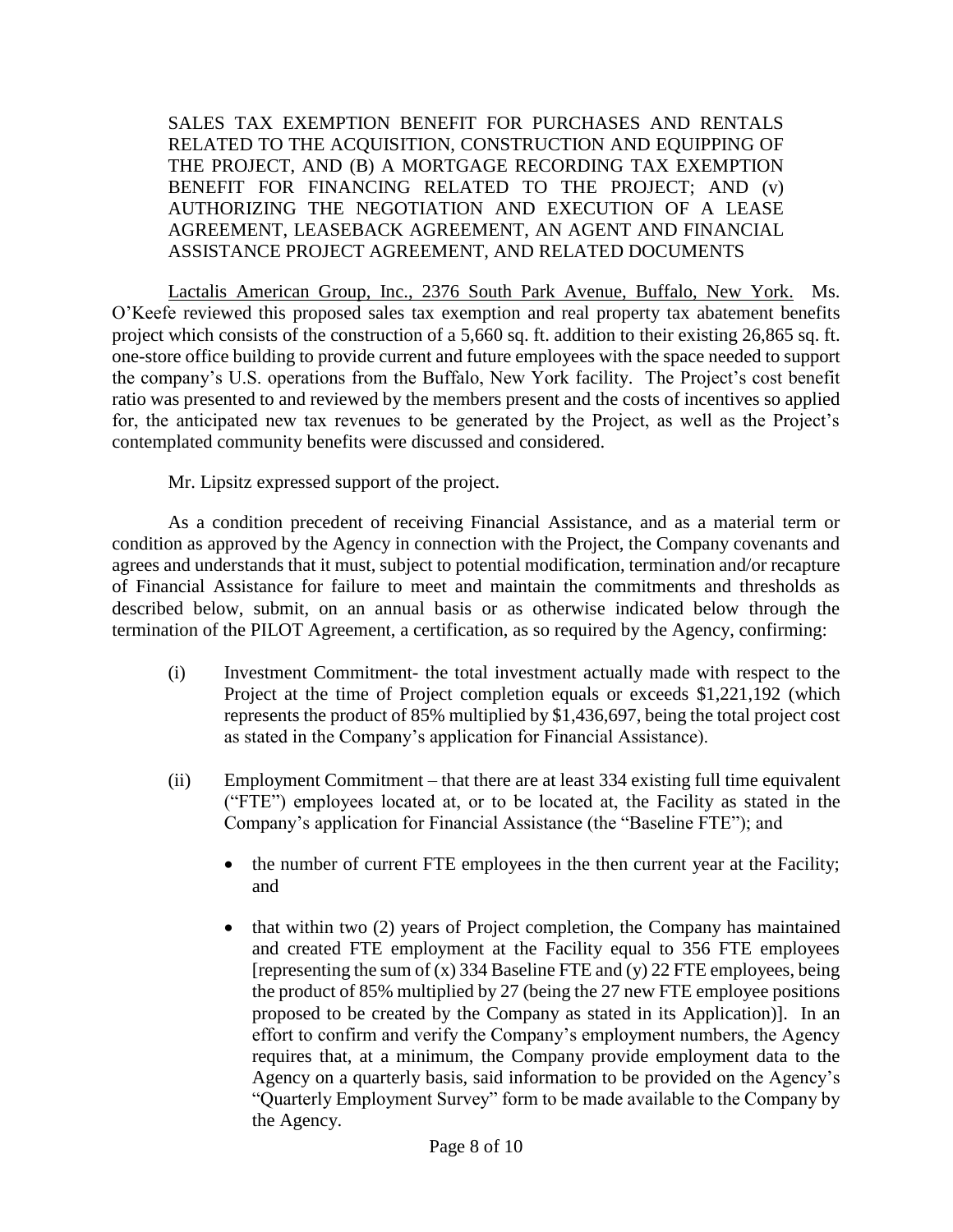SALES TAX EXEMPTION BENEFIT FOR PURCHASES AND RENTALS RELATED TO THE ACQUISITION, CONSTRUCTION AND EQUIPPING OF THE PROJECT, AND (B) A MORTGAGE RECORDING TAX EXEMPTION BENEFIT FOR FINANCING RELATED TO THE PROJECT; AND (v) AUTHORIZING THE NEGOTIATION AND EXECUTION OF A LEASE AGREEMENT, LEASEBACK AGREEMENT, AN AGENT AND FINANCIAL ASSISTANCE PROJECT AGREEMENT, AND RELATED DOCUMENTS

Lactalis American Group, Inc., 2376 South Park Avenue, Buffalo, New York. Ms. O'Keefe reviewed this proposed sales tax exemption and real property tax abatement benefits project which consists of the construction of a 5,660 sq. ft. addition to their existing 26,865 sq. ft. one-store office building to provide current and future employees with the space needed to support the company's U.S. operations from the Buffalo, New York facility. The Project's cost benefit ratio was presented to and reviewed by the members present and the costs of incentives so applied for, the anticipated new tax revenues to be generated by the Project, as well as the Project's contemplated community benefits were discussed and considered.

Mr. Lipsitz expressed support of the project.

As a condition precedent of receiving Financial Assistance, and as a material term or condition as approved by the Agency in connection with the Project, the Company covenants and agrees and understands that it must, subject to potential modification, termination and/or recapture of Financial Assistance for failure to meet and maintain the commitments and thresholds as described below, submit, on an annual basis or as otherwise indicated below through the termination of the PILOT Agreement, a certification, as so required by the Agency, confirming:

(i) Investment Commitment- the total investment actually made with respect to the Project at the time of Project completion equals or exceeds $1,221,192 (which represents the product of 85% multiplied by $1,436,697, being the total project cost as stated in the Company's application for Financial Assistance).

(ii) Employment Commitment – that there are at least 334 existing full time equivalent ("FTE") employees located at, or to be located at, the Facility as stated in the Company's application for Financial Assistance (the "Baseline FTE"); and

- the number of current FTE employees in the then current year at the Facility; and
- that within two (2) years of Project completion, the Company has maintained and created FTE employment at the Facility equal to 356 FTE employees [representing the sum of (x) 334 Baseline FTE and (y) 22 FTE employees, being the product of 85% multiplied by 27 (being the 27 new FTE employee positions proposed to be created by the Company as stated in its Application)]. In an effort to confirm and verify the Company's employment numbers, the Agency requires that, at a minimum, the Company provide employment data to the Agency on a quarterly basis, said information to be provided on the Agency's "Quarterly Employment Survey" form to be made available to the Company by the Agency.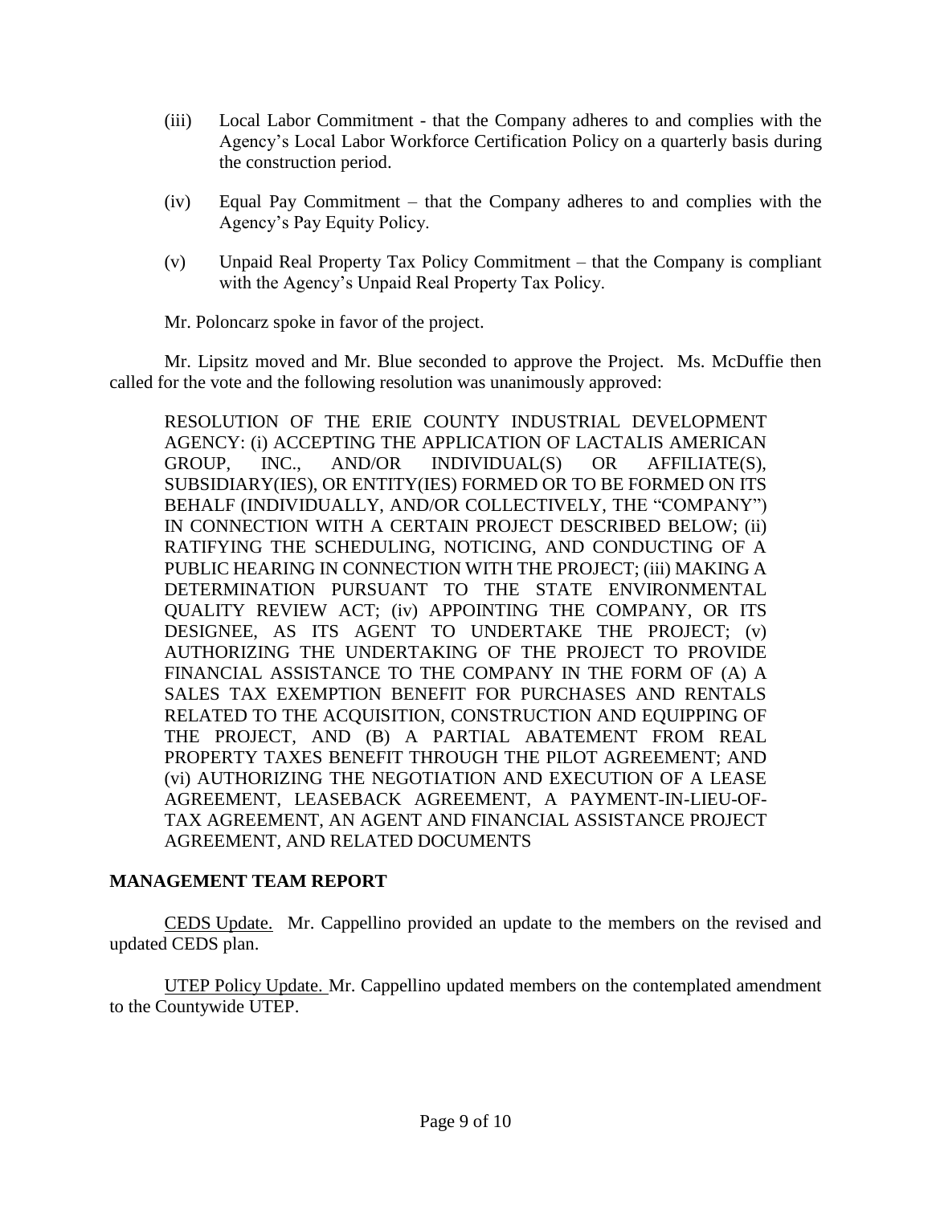(iii) Local Labor Commitment - that the Company adheres to and complies with the Agency's Local Labor Workforce Certification Policy on a quarterly basis during the construction period.

(iv) Equal Pay Commitment – that the Company adheres to and complies with the Agency's Pay Equity Policy.

(v) Unpaid Real Property Tax Policy Commitment – that the Company is compliant with the Agency's Unpaid Real Property Tax Policy.

Mr. Poloncarz spoke in favor of the project.

Mr. Lipsitz moved and Mr. Blue seconded to approve the Project. Ms. McDuffie then called for the vote and the following resolution was unanimously approved:

> RESOLUTION OF THE ERIE COUNTY INDUSTRIAL DEVELOPMENT AGENCY: (i) ACCEPTING THE APPLICATION OF LACTALIS AMERICAN GROUP, INC., AND/OR INDIVIDUAL(S) OR AFFILIATE(S), SUBSIDIARY(IES), OR ENTITY(IES) FORMED OR TO BE FORMED ON ITS BEHALF (INDIVIDUALLY, AND/OR COLLECTIVELY, THE "COMPANY") IN CONNECTION WITH A CERTAIN PROJECT DESCRIBED BELOW; (ii) RATIFYING THE SCHEDULING, NOTICING, AND CONDUCTING OF A PUBLIC HEARING IN CONNECTION WITH THE PROJECT; (iii) MAKING A DETERMINATION PURSUANT TO THE STATE ENVIRONMENTAL QUALITY REVIEW ACT; (iv) APPOINTING THE COMPANY, OR ITS DESIGNEE, AS ITS AGENT TO UNDERTAKE THE PROJECT; (v) AUTHORIZING THE UNDERTAKING OF THE PROJECT TO PROVIDE FINANCIAL ASSISTANCE TO THE COMPANY IN THE FORM OF (A) A SALES TAX EXEMPTION BENEFIT FOR PURCHASES AND RENTALS RELATED TO THE ACQUISITION, CONSTRUCTION AND EQUIPPING OF THE PROJECT, AND (B) A PARTIAL ABATEMENT FROM REAL PROPERTY TAXES BENEFIT THROUGH THE PILOT AGREEMENT; AND (vi) AUTHORIZING THE NEGOTIATION AND EXECUTION OF A LEASE AGREEMENT, LEASEBACK AGREEMENT, A PAYMENT-IN-LIEU-OF-TAX AGREEMENT, AN AGENT AND FINANCIAL ASSISTANCE PROJECT AGREEMENT, AND RELATED DOCUMENTS

## MANAGEMENT TEAM REPORT

<u>CEDS Update.</u> Mr. Cappellino provided an update to the members on the revised and updated CEDS plan.

<u>UTEP Policy Update.</u> Mr. Cappellino updated members on the contemplated amendment to the Countywide UTEP.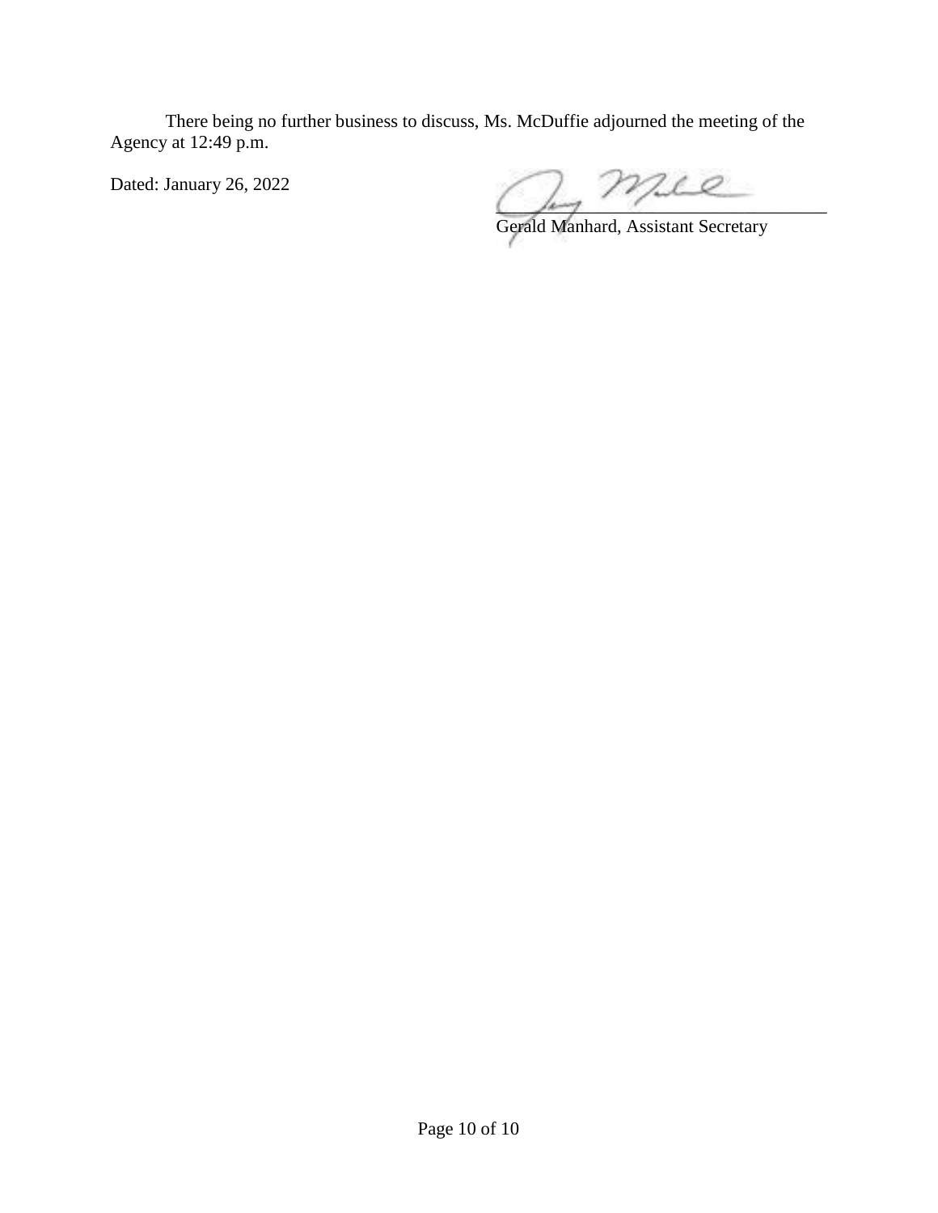There being no further business to discuss, Ms. McDuffie adjourned the meeting of the Agency at 12:49 p.m.

Dated: January 26, 2022

\_\_\_\_\_\_\_\_\_\_\_\_\_\_\_\_\_\_\_\_\_\_\_\_\_\_\_\_\_\_\_\_
Gerald Manhard, Assistant Secretary